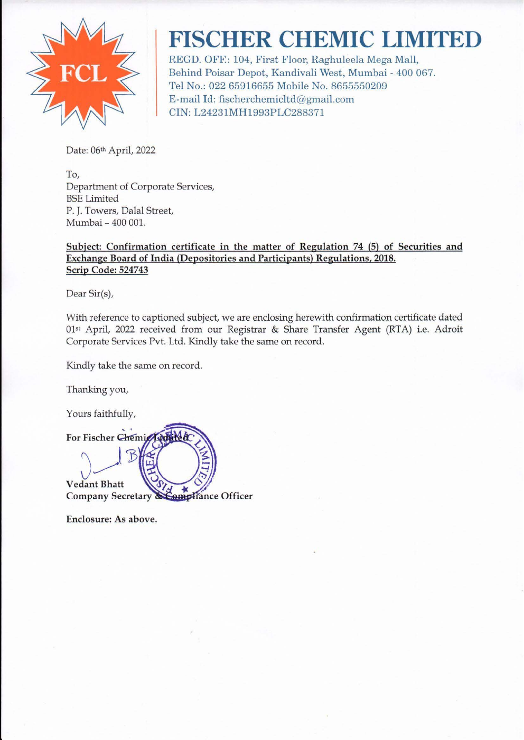# FISCHER CHEMIC LIMITED

REGD. OFF.: 104, First Floor, Raghuleela Mega Mall,
Behind Poisar Depot, Kandivali West, Mumbai - 400 067.
Tel No.: 022 65916655 Mobile No. 8655550209
E-mail Id: fischerchemicltd@gmail.com
CIN: L24231MH1993PLC288371

Date: 06th April, 2022

To,
Department of Corporate Services,
BSE Limited
P. J. Towers, Dalal Street,
Mumbai – 400 001.

**Subject: Confirmation certificate in the matter of Regulation 74 (5) of Securities and Exchange Board of India (Depositories and Participants) Regulations, 2018.**
**Scrip Code: 524743**

Dear Sir(s),

With reference to captioned subject, we are enclosing herewith confirmation certificate dated 01st April, 2022 received from our Registrar & Share Transfer Agent (RTA) i.e. Adroit Corporate Services Pvt. Ltd. Kindly take the same on record.

Kindly take the same on record.

Thanking you,

Yours faithfully,

**For Fischer Chemic Limited**

**Vedant Bhatt**
**Company Secretary & Compliance Officer**

**Enclosure: As above.**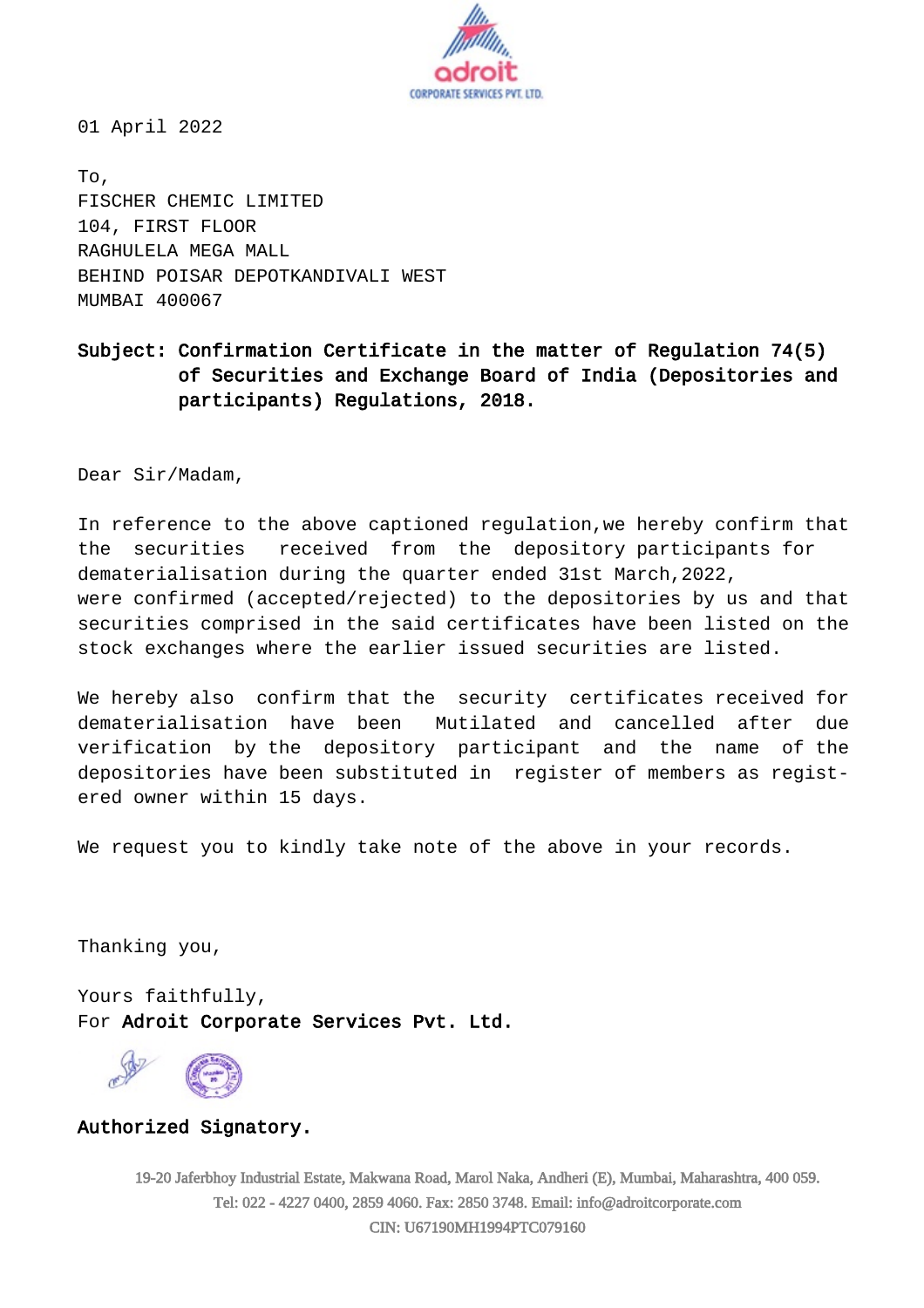adroit
CORPORATE SERVICES PVT. LTD.

01 April 2022

To,
FISCHER CHEMIC LIMITED
104, FIRST FLOOR
RAGHULELA MEGA MALL
BEHIND POISAR DEPOTKANDIVALI WEST
MUMBAI 400067

**Subject: Confirmation Certificate in the matter of Regulation 74(5) of Securities and Exchange Board of India (Depositories and participants) Regulations, 2018.**

Dear Sir/Madam,

In reference to the above captioned regulation,we hereby confirm that the securities received from the depository participants for dematerialisation during the quarter ended 31st March,2022, were confirmed (accepted/rejected) to the depositories by us and that securities comprised in the said certificates have been listed on the stock exchanges where the earlier issued securities are listed.

We hereby also confirm that the security certificates received for dematerialisation have been Mutilated and cancelled after due verification by the depository participant and the name of the depositories have been substituted in register of members as registered owner within 15 days.

We request you to kindly take note of the above in your records.

Thanking you,

Yours faithfully,
For **Adroit Corporate Services Pvt. Ltd.**

**Authorized Signatory.**

19-20 Jaferbhoy Industrial Estate, Makwana Road, Marol Naka, Andheri (E), Mumbai, Maharashtra, 400 059.
Tel: 022 - 4227 0400, 2859 4060. Fax: 2850 3748. Email: info@adroitcorporate.com
CIN: U67190MH1994PTC079160